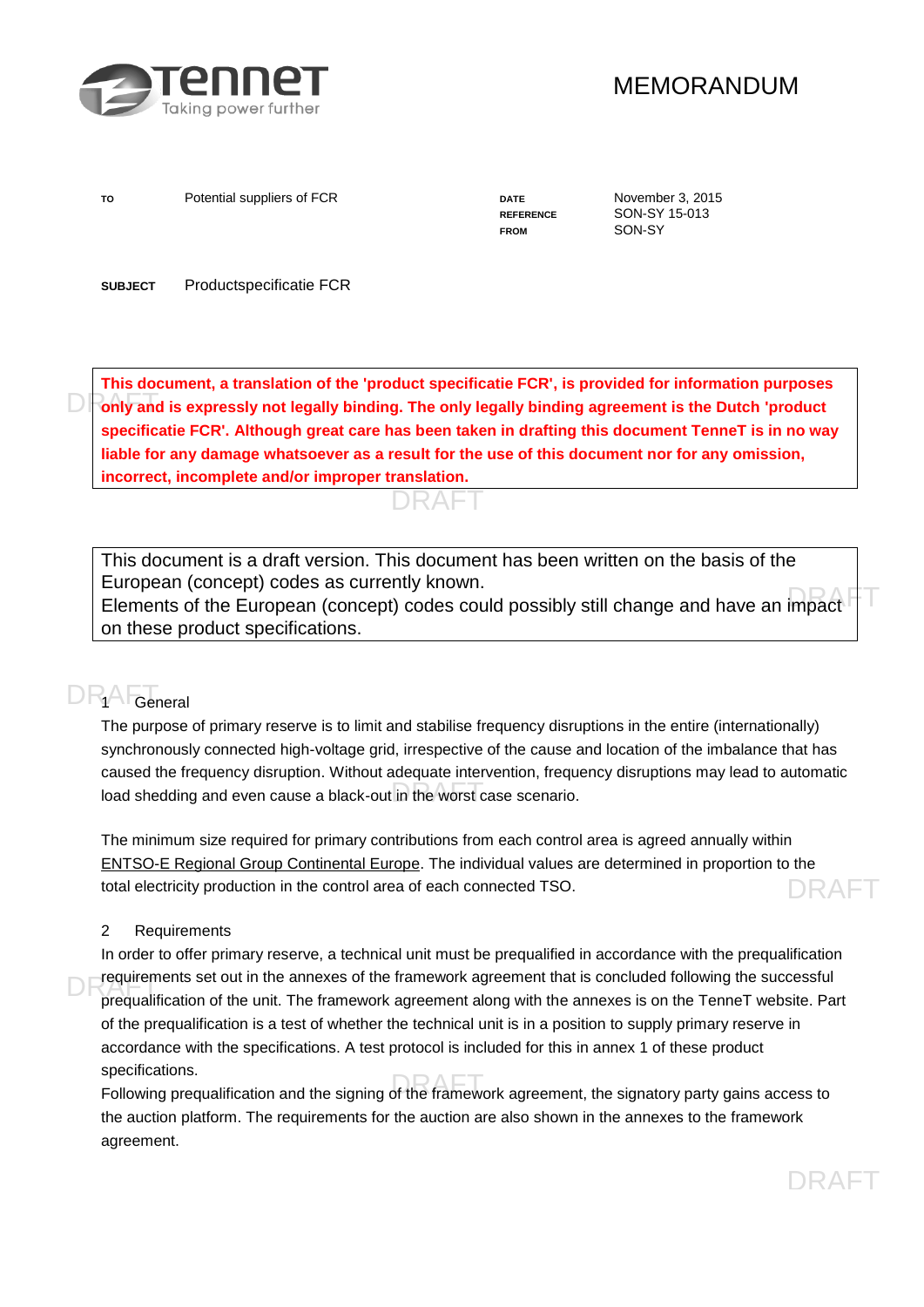# MEMORANDUM

| | | | |
|---|---|---|---|
| **TO** | Potential suppliers of FCR | **DATE** | November 3, 2015 |
| | | **REFERENCE** | SON-SY 15-013 |
| | | **FROM** | SON-SY |

**SUBJECT** Productspecificatie FCR

**This document, a translation of the 'product specificatie FCR', is provided for information purposes only and is expressly not legally binding. The only legally binding agreement is the Dutch 'product specificatie FCR'. Although great care has been taken in drafting this document TenneT is in no way liable for any damage whatsoever as a result for the use of this document nor for any omission, incorrect, incomplete and/or improper translation.**

This document is a draft version. This document has been written on the basis of the European (concept) codes as currently known.
Elements of the European (concept) codes could possibly still change and have an impact on these product specifications.

## 1 General

The purpose of primary reserve is to limit and stabilise frequency disruptions in the entire (internationally) synchronously connected high-voltage grid, irrespective of the cause and location of the imbalance that has caused the frequency disruption. Without adequate intervention, frequency disruptions may lead to automatic load shedding and even cause a black-out in the worst case scenario.

The minimum size required for primary contributions from each control area is agreed annually within ENTSO-E Regional Group Continental Europe. The individual values are determined in proportion to the total electricity production in the control area of each connected TSO.

## 2 Requirements

In order to offer primary reserve, a technical unit must be prequalified in accordance with the prequalification requirements set out in the annexes of the framework agreement that is concluded following the successful prequalification of the unit. The framework agreement along with the annexes is on the TenneT website. Part of the prequalification is a test of whether the technical unit is in a position to supply primary reserve in accordance with the specifications. A test protocol is included for this in annex 1 of these product specifications.
Following prequalification and the signing of the framework agreement, the signatory party gains access to the auction platform. The requirements for the auction are also shown in the annexes to the framework agreement.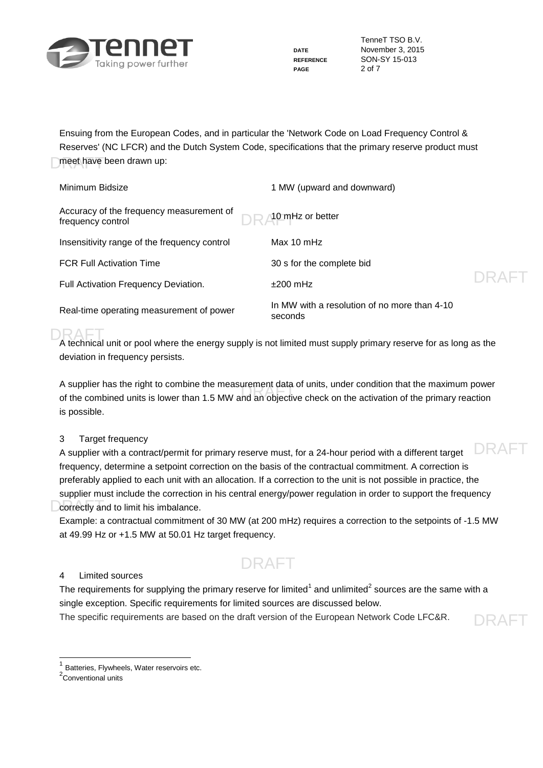Ensuing from the European Codes, and in particular the 'Network Code on Load Frequency Control & Reserves' (NC LFCR) and the Dutch System Code, specifications that the primary reserve product must meet have been drawn up:

| | |
|---|---|
| Minimum Bidsize | 1 MW (upward and downward) |
| Accuracy of the frequency measurement of frequency control | 10 mHz or better |
| Insensitivity range of the frequency control | Max 10 mHz |
| FCR Full Activation Time | 30 s for the complete bid |
| Full Activation Frequency Deviation. | ±200 mHz |
| Real-time operating measurement of power | In MW with a resolution of no more than 4-10 seconds |

A technical unit or pool where the energy supply is not limited must supply primary reserve for as long as the deviation in frequency persists.

A supplier has the right to combine the measurement data of units, under condition that the maximum power of the combined units is lower than 1.5 MW and an objective check on the activation of the primary reaction is possible.

## 3 Target frequency

A supplier with a contract/permit for primary reserve must, for a 24-hour period with a different target frequency, determine a setpoint correction on the basis of the contractual commitment. A correction is preferably applied to each unit with an allocation. If a correction to the unit is not possible in practice, the supplier must include the correction in his central energy/power regulation in order to support the frequency correctly and to limit his imbalance.

Example: a contractual commitment of 30 MW (at 200 mHz) requires a correction to the setpoints of -1.5 MW at 49.99 Hz or +1.5 MW at 50.01 Hz target frequency.

## 4 Limited sources

The requirements for supplying the primary reserve for limited[1] and unlimited[2] sources are the same with a single exception. Specific requirements for limited sources are discussed below.

The specific requirements are based on the draft version of the European Network Code LFC&R.

---

[1] Batteries, Flywheels, Water reservoirs etc.

[2] Conventional units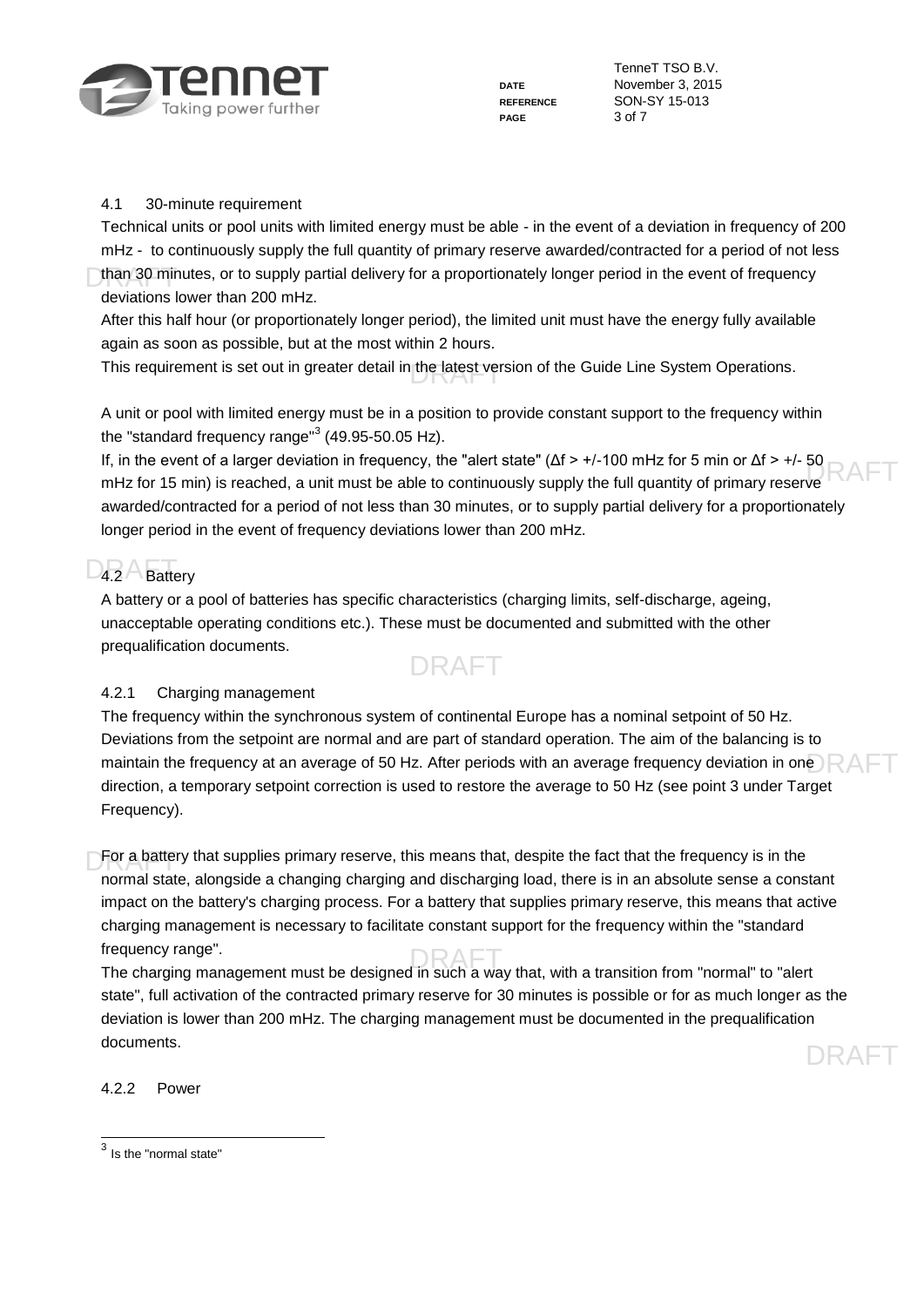### 4.1 30-minute requirement

Technical units or pool units with limited energy must be able - in the event of a deviation in frequency of 200 mHz - to continuously supply the full quantity of primary reserve awarded/contracted for a period of not less than 30 minutes, or to supply partial delivery for a proportionately longer period in the event of frequency deviations lower than 200 mHz.

After this half hour (or proportionately longer period), the limited unit must have the energy fully available again as soon as possible, but at the most within 2 hours.

This requirement is set out in greater detail in the latest version of the Guide Line System Operations.

A unit or pool with limited energy must be in a position to provide constant support to the frequency within the "standard frequency range"[3] (49.95-50.05 Hz).

If, in the event of a larger deviation in frequency, the "alert state" ($\Delta f$ > +/-100 mHz for 5 min or $\Delta f$ > +/- 50 mHz for 15 min) is reached, a unit must be able to continuously supply the full quantity of primary reserve awarded/contracted for a period of not less than 30 minutes, or to supply partial delivery for a proportionately longer period in the event of frequency deviations lower than 200 mHz.

## 4.2 Battery

A battery or a pool of batteries has specific characteristics (charging limits, self-discharge, ageing, unacceptable operating conditions etc.). These must be documented and submitted with the other prequalification documents.

### 4.2.1 Charging management

The frequency within the synchronous system of continental Europe has a nominal setpoint of 50 Hz. Deviations from the setpoint are normal and are part of standard operation. The aim of the balancing is to maintain the frequency at an average of 50 Hz. After periods with an average frequency deviation in one direction, a temporary setpoint correction is used to restore the average to 50 Hz (see point 3 under Target Frequency).

For a battery that supplies primary reserve, this means that, despite the fact that the frequency is in the normal state, alongside a changing charging and discharging load, there is in an absolute sense a constant impact on the battery's charging process. For a battery that supplies primary reserve, this means that active charging management is necessary to facilitate constant support for the frequency within the "standard frequency range".

The charging management must be designed in such a way that, with a transition from "normal" to "alert state", full activation of the contracted primary reserve for 30 minutes is possible or for as much longer as the deviation is lower than 200 mHz. The charging management must be documented in the prequalification documents.

### 4.2.2 Power

---

[3] Is the "normal state"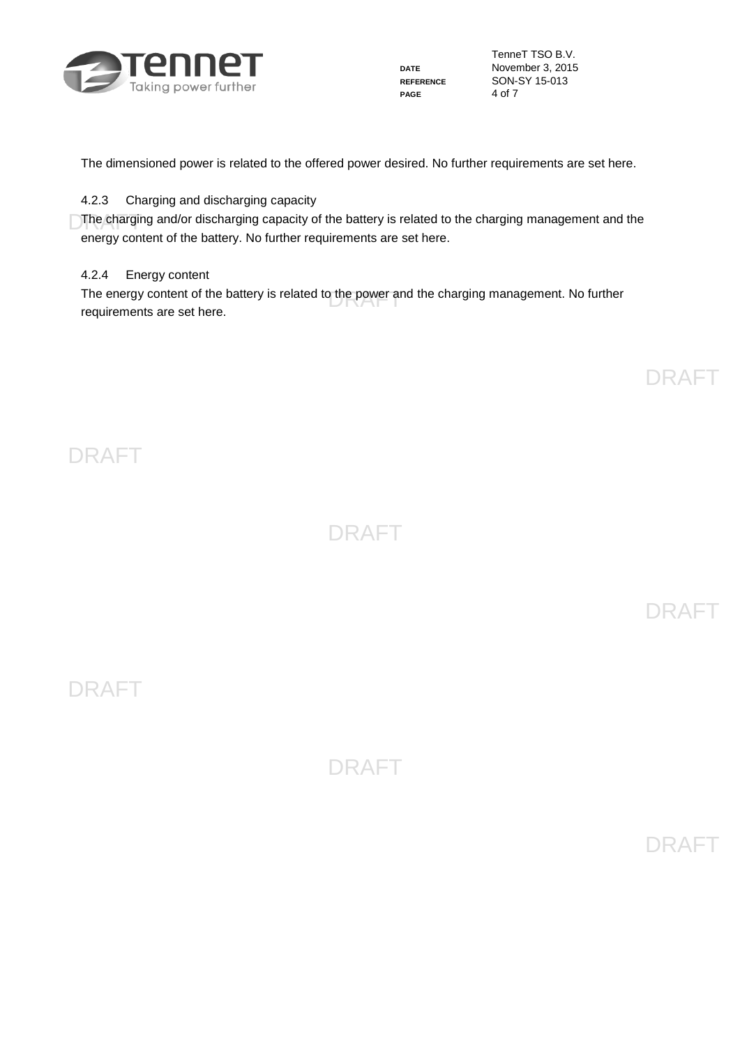The dimensioned power is related to the offered power desired. No further requirements are set here.

#### 4.2.3 Charging and discharging capacity

The charging and/or discharging capacity of the battery is related to the charging management and the energy content of the battery. No further requirements are set here.

#### 4.2.4 Energy content

The energy content of the battery is related to the power and the charging management. No further requirements are set here.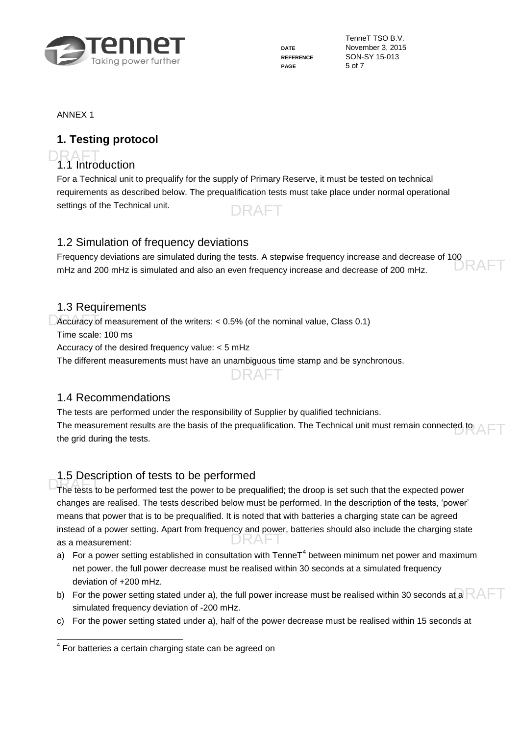ANNEX 1

# 1. Testing protocol

## 1.1 Introduction

For a Technical unit to prequalify for the supply of Primary Reserve, it must be tested on technical requirements as described below. The prequalification tests must take place under normal operational settings of the Technical unit.

## 1.2 Simulation of frequency deviations

Frequency deviations are simulated during the tests. A stepwise frequency increase and decrease of 100 mHz and 200 mHz is simulated and also an even frequency increase and decrease of 200 mHz.

## 1.3 Requirements

Accuracy of measurement of the writers: < 0.5% (of the nominal value, Class 0.1)
Time scale: 100 ms
Accuracy of the desired frequency value: < 5 mHz
The different measurements must have an unambiguous time stamp and be synchronous.

## 1.4 Recommendations

The tests are performed under the responsibility of Supplier by qualified technicians.
The measurement results are the basis of the prequalification. The Technical unit must remain connected to the grid during the tests.

## 1.5 Description of tests to be performed

The tests to be performed test the power to be prequalified; the droop is set such that the expected power changes are realised. The tests described below must be performed. In the description of the tests, 'power' means that power that is to be prequalified. It is noted that with batteries a charging state can be agreed instead of a power setting. Apart from frequency and power, batteries should also include the charging state as a measurement:

a) For a power setting established in consultation with TenneT[4] between minimum net power and maximum net power, the full power decrease must be realised within 30 seconds at a simulated frequency deviation of +200 mHz.
b) For the power setting stated under a), the full power increase must be realised within 30 seconds at a simulated frequency deviation of -200 mHz.
c) For the power setting stated under a), half of the power decrease must be realised within 15 seconds at

[4] For batteries a certain charging state can be agreed on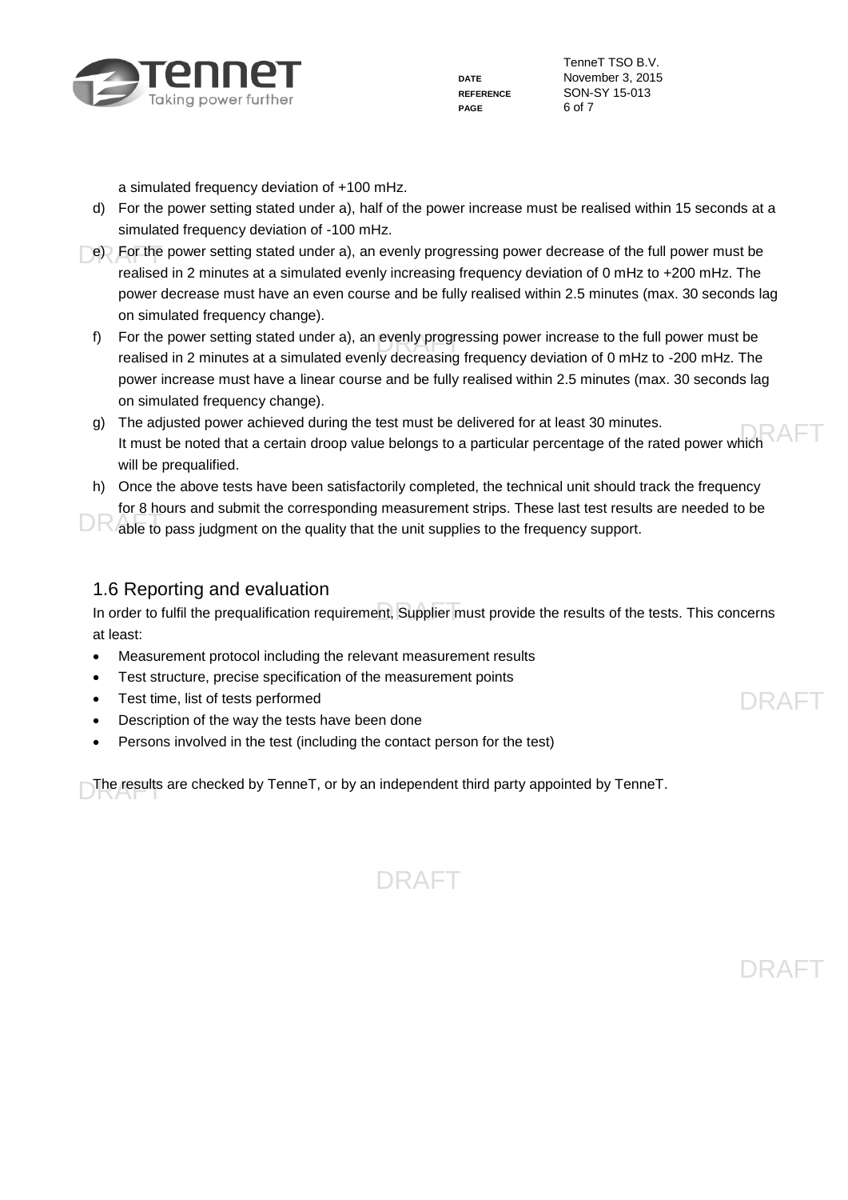a simulated frequency deviation of +100 mHz.

d) For the power setting stated under a), half of the power increase must be realised within 15 seconds at a simulated frequency deviation of -100 mHz.

e) For the power setting stated under a), an evenly progressing power decrease of the full power must be realised in 2 minutes at a simulated evenly increasing frequency deviation of 0 mHz to +200 mHz. The power decrease must have an even course and be fully realised within 2.5 minutes (max. 30 seconds lag on simulated frequency change).

f) For the power setting stated under a), an evenly progressing power increase to the full power must be realised in 2 minutes at a simulated evenly decreasing frequency deviation of 0 mHz to -200 mHz. The power increase must have a linear course and be fully realised within 2.5 minutes (max. 30 seconds lag on simulated frequency change).

g) The adjusted power achieved during the test must be delivered for at least 30 minutes.
It must be noted that a certain droop value belongs to a particular percentage of the rated power which will be prequalified.

h) Once the above tests have been satisfactorily completed, the technical unit should track the frequency for 8 hours and submit the corresponding measurement strips. These last test results are needed to be able to pass judgment on the quality that the unit supplies to the frequency support.

## 1.6 Reporting and evaluation

In order to fulfil the prequalification requirement, Supplier must provide the results of the tests. This concerns at least:

- Measurement protocol including the relevant measurement results
- Test structure, precise specification of the measurement points
- Test time, list of tests performed
- Description of the way the tests have been done
- Persons involved in the test (including the contact person for the test)

The results are checked by TenneT, or by an independent third party appointed by TenneT.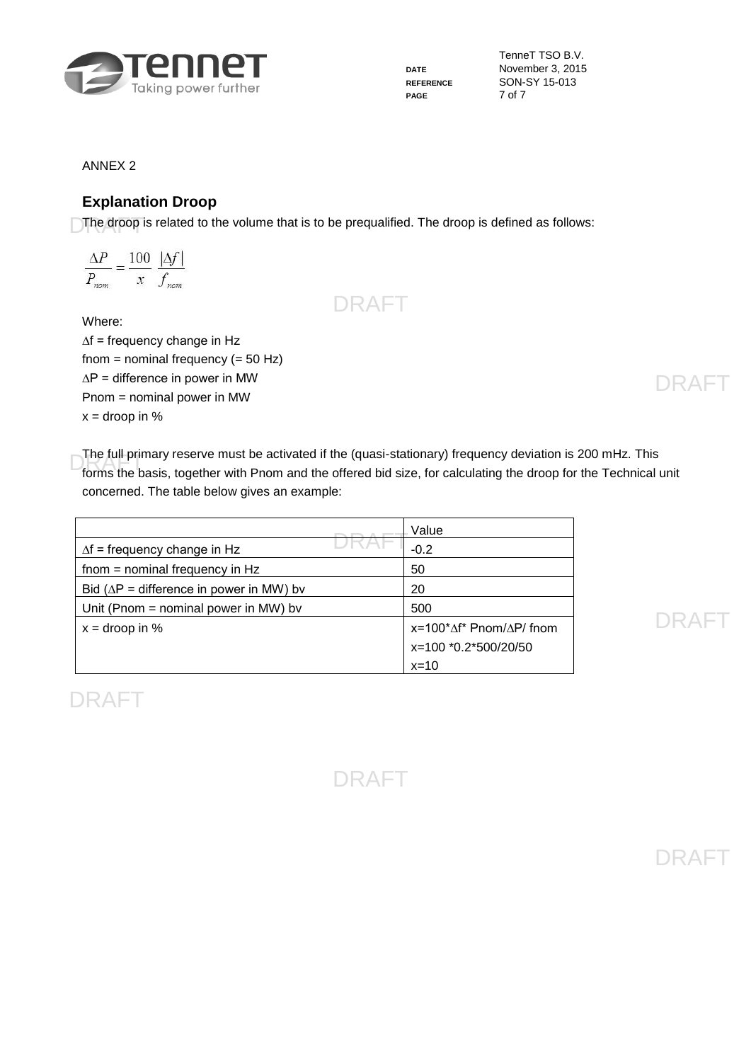ANNEX 2

## Explanation Droop

The droop is related to the volume that is to be prequalified. The droop is defined as follows:

$$\frac{\Delta P}{P_{nom}} = \frac{100}{x} \frac{|\Delta f|}{f_{nom}}$$

Where:
$\Delta f$ = frequency change in Hz
fnom = nominal frequency (= 50 Hz)
$\Delta P$ = difference in power in MW
Pnom = nominal power in MW
x = droop in %

The full primary reserve must be activated if the (quasi-stationary) frequency deviation is 200 mHz. This forms the basis, together with Pnom and the offered bid size, for calculating the droop for the Technical unit concerned. The table below gives an example:

| | Value |
|---|---|
| $\Delta f$ = frequency change in Hz | -0.2 |
| fnom = nominal frequency in Hz | 50 |
| Bid ($\Delta P$ = difference in power in MW) bv | 20 |
| Unit (Pnom = nominal power in MW) bv | 500 |
| x = droop in % | x=100*$\Delta$f* Pnom/$\Delta$P/ fnom<br>x=100 *0.2*500/20/50<br>x=10 |